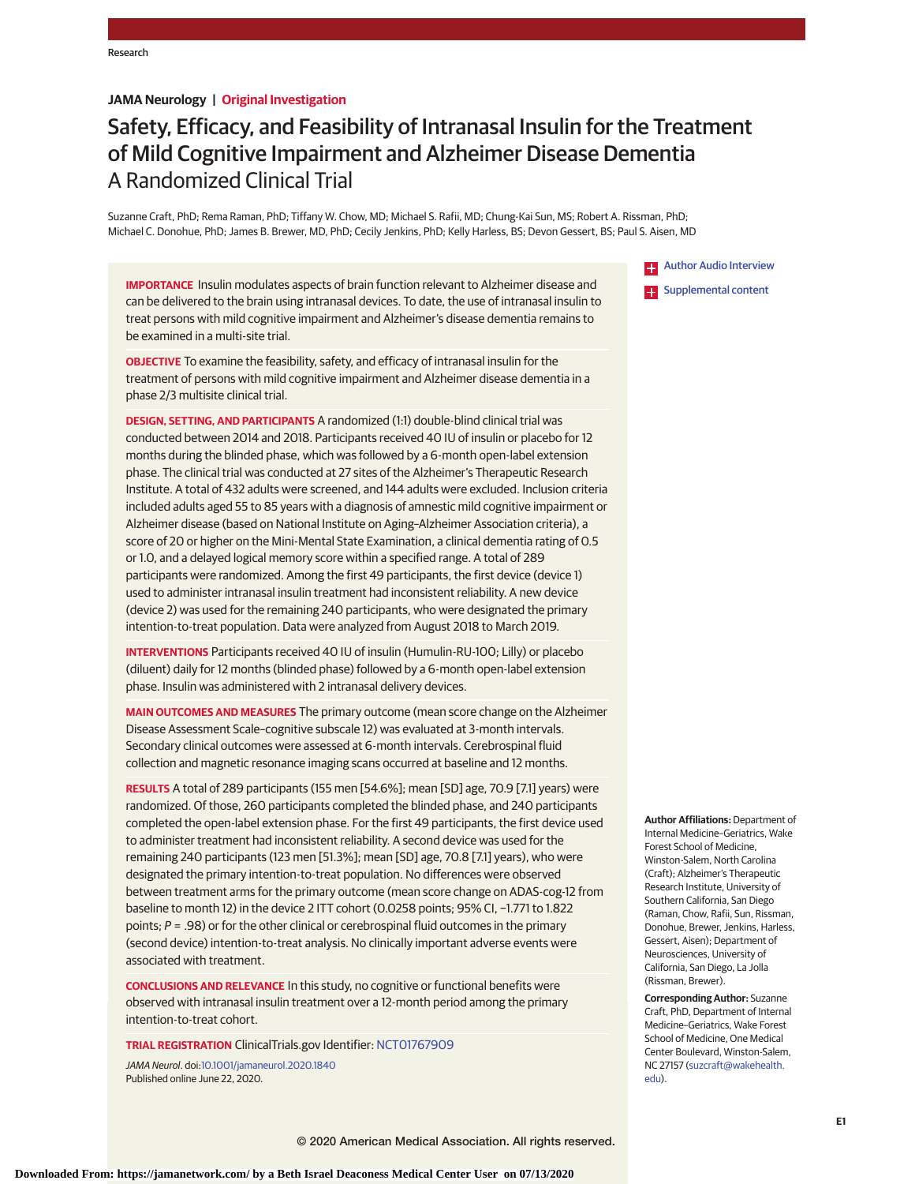Research

**JAMA Neurology | Original Investigation**

# Safety, Efficacy, and Feasibility of Intranasal Insulin for the Treatment of Mild Cognitive Impairment and Alzheimer Disease Dementia
## A Randomized Clinical Trial

Suzanne Craft, PhD; Rema Raman, PhD; Tiffany W. Chow, MD; Michael S. Rafii, MD; Chung-Kai Sun, MS; Robert A. Rissman, PhD; Michael C. Donohue, PhD; James B. Brewer, MD, PhD; Cecily Jenkins, PhD; Kelly Harless, BS; Devon Gessert, BS; Paul S. Aisen, MD

**IMPORTANCE** Insulin modulates aspects of brain function relevant to Alzheimer disease and can be delivered to the brain using intranasal devices. To date, the use of intranasal insulin to treat persons with mild cognitive impairment and Alzheimer's disease dementia remains to be examined in a multi-site trial.

**OBJECTIVE** To examine the feasibility, safety, and efficacy of intranasal insulin for the treatment of persons with mild cognitive impairment and Alzheimer disease dementia in a phase 2/3 multisite clinical trial.

**DESIGN, SETTING, AND PARTICIPANTS** A randomized (1:1) double-blind clinical trial was conducted between 2014 and 2018. Participants received 40 IU of insulin or placebo for 12 months during the blinded phase, which was followed by a 6-month open-label extension phase. The clinical trial was conducted at 27 sites of the Alzheimer's Therapeutic Research Institute. A total of 432 adults were screened, and 144 adults were excluded. Inclusion criteria included adults aged 55 to 85 years with a diagnosis of amnestic mild cognitive impairment or Alzheimer disease (based on National Institute on Aging–Alzheimer Association criteria), a score of 20 or higher on the Mini-Mental State Examination, a clinical dementia rating of 0.5 or 1.0, and a delayed logical memory score within a specified range. A total of 289 participants were randomized. Among the first 49 participants, the first device (device 1) used to administer intranasal insulin treatment had inconsistent reliability. A new device (device 2) was used for the remaining 240 participants, who were designated the primary intention-to-treat population. Data were analyzed from August 2018 to March 2019.

**INTERVENTIONS** Participants received 40 IU of insulin (Humulin-RU-100; Lilly) or placebo (diluent) daily for 12 months (blinded phase) followed by a 6-month open-label extension phase. Insulin was administered with 2 intranasal delivery devices.

**MAIN OUTCOMES AND MEASURES** The primary outcome (mean score change on the Alzheimer Disease Assessment Scale–cognitive subscale 12) was evaluated at 3-month intervals. Secondary clinical outcomes were assessed at 6-month intervals. Cerebrospinal fluid collection and magnetic resonance imaging scans occurred at baseline and 12 months.

**RESULTS** A total of 289 participants (155 men [54.6%]; mean [SD] age, 70.9 [7.1] years) were randomized. Of those, 260 participants completed the blinded phase, and 240 participants completed the open-label extension phase. For the first 49 participants, the first device used to administer treatment had inconsistent reliability. A second device was used for the remaining 240 participants (123 men [51.3%]; mean [SD] age, 70.8 [7.1] years), who were designated the primary intention-to-treat population. No differences were observed between treatment arms for the primary outcome (mean score change on ADAS-cog-12 from baseline to month 12) in the device 2 ITT cohort (0.0258 points; 95% CI, −1.771 to 1.822 points; $P = .98$) or for the other clinical or cerebrospinal fluid outcomes in the primary (second device) intention-to-treat analysis. No clinically important adverse events were associated with treatment.

**CONCLUSIONS AND RELEVANCE** In this study, no cognitive or functional benefits were observed with intranasal insulin treatment over a 12-month period among the primary intention-to-treat cohort.

**TRIAL REGISTRATION** ClinicalTrials.gov Identifier: NCT01767909

*JAMA Neurol*. doi:10.1001/jamaneurol.2020.1840
Published online June 22, 2020.

Author Audio Interview

Supplemental content

**Author Affiliations:** Department of Internal Medicine–Geriatrics, Wake Forest School of Medicine, Winston-Salem, North Carolina (Craft); Alzheimer's Therapeutic Research Institute, University of Southern California, San Diego (Raman, Chow, Rafii, Sun, Rissman, Donohue, Brewer, Jenkins, Harless, Gessert, Aisen); Department of Neurosciences, University of California, San Diego, La Jolla (Rissman, Brewer).

**Corresponding Author:** Suzanne Craft, PhD, Department of Internal Medicine–Geriatrics, Wake Forest School of Medicine, One Medical Center Boulevard, Winston-Salem, NC 27157 (suzcraft@wakehealth.edu).

© 2020 American Medical Association. All rights reserved.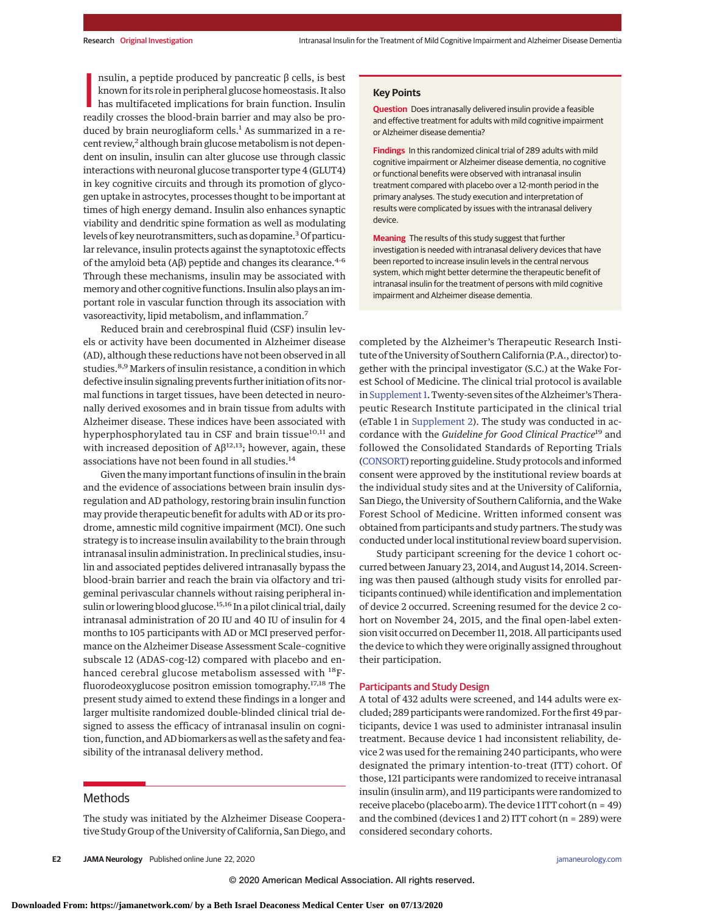Insulin, a peptide produced by pancreatic β cells, is best known for its role in peripheral glucose homeostasis. It also has multifaceted implications for brain function. Insulin readily crosses the blood-brain barrier and may also be produced by brain neurogliaform cells.[1] As summarized in a recent review,[2] although brain glucose metabolism is not dependent on insulin, insulin can alter glucose use through classic interactions with neuronal glucose transporter type 4 (GLUT4) in key cognitive circuits and through its promotion of glycogen uptake in astrocytes, processes thought to be important at times of high energy demand. Insulin also enhances synaptic viability and dendritic spine formation as well as modulating levels of key neurotransmitters, such as dopamine.[3] Of particular relevance, insulin protects against the synaptotoxic effects of the amyloid beta (Aβ) peptide and changes its clearance.[4-6] Through these mechanisms, insulin may be associated with memory and other cognitive functions. Insulin also plays an important role in vascular function through its association with vasoreactivity, lipid metabolism, and inflammation.[7]

Reduced brain and cerebrospinal fluid (CSF) insulin levels or activity have been documented in Alzheimer disease (AD), although these reductions have not been observed in all studies.[8,9] Markers of insulin resistance, a condition in which defective insulin signaling prevents further initiation of its normal functions in target tissues, have been detected in neuronally derived exosomes and in brain tissue from adults with Alzheimer disease. These indices have been associated with hyperphosphorylated tau in CSF and brain tissue[10,11] and with increased deposition of Aβ[12,13]; however, again, these associations have not been found in all studies.[14]

Given the many important functions of insulin in the brain and the evidence of associations between brain insulin dysregulation and AD pathology, restoring brain insulin function may provide therapeutic benefit for adults with AD or its prodrome, amnestic mild cognitive impairment (MCI). One such strategy is to increase insulin availability to the brain through intranasal insulin administration. In preclinical studies, insulin and associated peptides delivered intranasally bypass the blood-brain barrier and reach the brain via olfactory and trigeminal perivascular channels without raising peripheral insulin or lowering blood glucose.[15,16] In a pilot clinical trial, daily intranasal administration of 20 IU and 40 IU of insulin for 4 months to 105 participants with AD or MCI preserved performance on the Alzheimer Disease Assessment Scale–cognitive subscale 12 (ADAS-cog-12) compared with placebo and enhanced cerebral glucose metabolism assessed with $^{18}$F-fluorodeoxyglucose positron emission tomography.[17,18] The present study aimed to extend these findings in a longer and larger multisite randomized double-blinded clinical trial designed to assess the efficacy of intranasal insulin on cognition, function, and AD biomarkers as well as the safety and feasibility of the intranasal delivery method.

## Key Points

**Question** Does intranasally delivered insulin provide a feasible and effective treatment for adults with mild cognitive impairment or Alzheimer disease dementia?

**Findings** In this randomized clinical trial of 289 adults with mild cognitive impairment or Alzheimer disease dementia, no cognitive or functional benefits were observed with intranasal insulin treatment compared with placebo over a 12-month period in the primary analyses. The study execution and interpretation of results were complicated by issues with the intranasal delivery device.

**Meaning** The results of this study suggest that further investigation is needed with intranasal delivery devices that have been reported to increase insulin levels in the central nervous system, which might better determine the therapeutic benefit of intranasal insulin for the treatment of persons with mild cognitive impairment and Alzheimer disease dementia.

## Methods

The study was initiated by the Alzheimer Disease Cooperative Study Group of the University of California, San Diego, and completed by the Alzheimer's Therapeutic Research Institute of the University of Southern California (P.A., director) together with the principal investigator (S.C.) at the Wake Forest School of Medicine. The clinical trial protocol is available in Supplement 1. Twenty-seven sites of the Alzheimer's Therapeutic Research Institute participated in the clinical trial (eTable 1 in Supplement 2). The study was conducted in accordance with the *Guideline for Good Clinical Practice*[19] and followed the Consolidated Standards of Reporting Trials (CONSORT) reporting guideline. Study protocols and informed consent were approved by the institutional review boards at the individual study sites and at the University of California, San Diego, the University of Southern California, and the Wake Forest School of Medicine. Written informed consent was obtained from participants and study partners. The study was conducted under local institutional review board supervision.

Study participant screening for the device 1 cohort occurred between January 23, 2014, and August 14, 2014. Screening was then paused (although study visits for enrolled participants continued) while identification and implementation of device 2 occurred. Screening resumed for the device 2 cohort on November 24, 2015, and the final open-label extension visit occurred on December 11, 2018. All participants used the device to which they were originally assigned throughout their participation.

### Participants and Study Design

A total of 432 adults were screened, and 144 adults were excluded; 289 participants were randomized. For the first 49 participants, device 1 was used to administer intranasal insulin treatment. Because device 1 had inconsistent reliability, device 2 was used for the remaining 240 participants, who were designated the primary intention-to-treat (ITT) cohort. Of those, 121 participants were randomized to receive intranasal insulin (insulin arm), and 119 participants were randomized to receive placebo (placebo arm). The device 1 ITT cohort (n = 49) and the combined (devices 1 and 2) ITT cohort (n = 289) were considered secondary cohorts.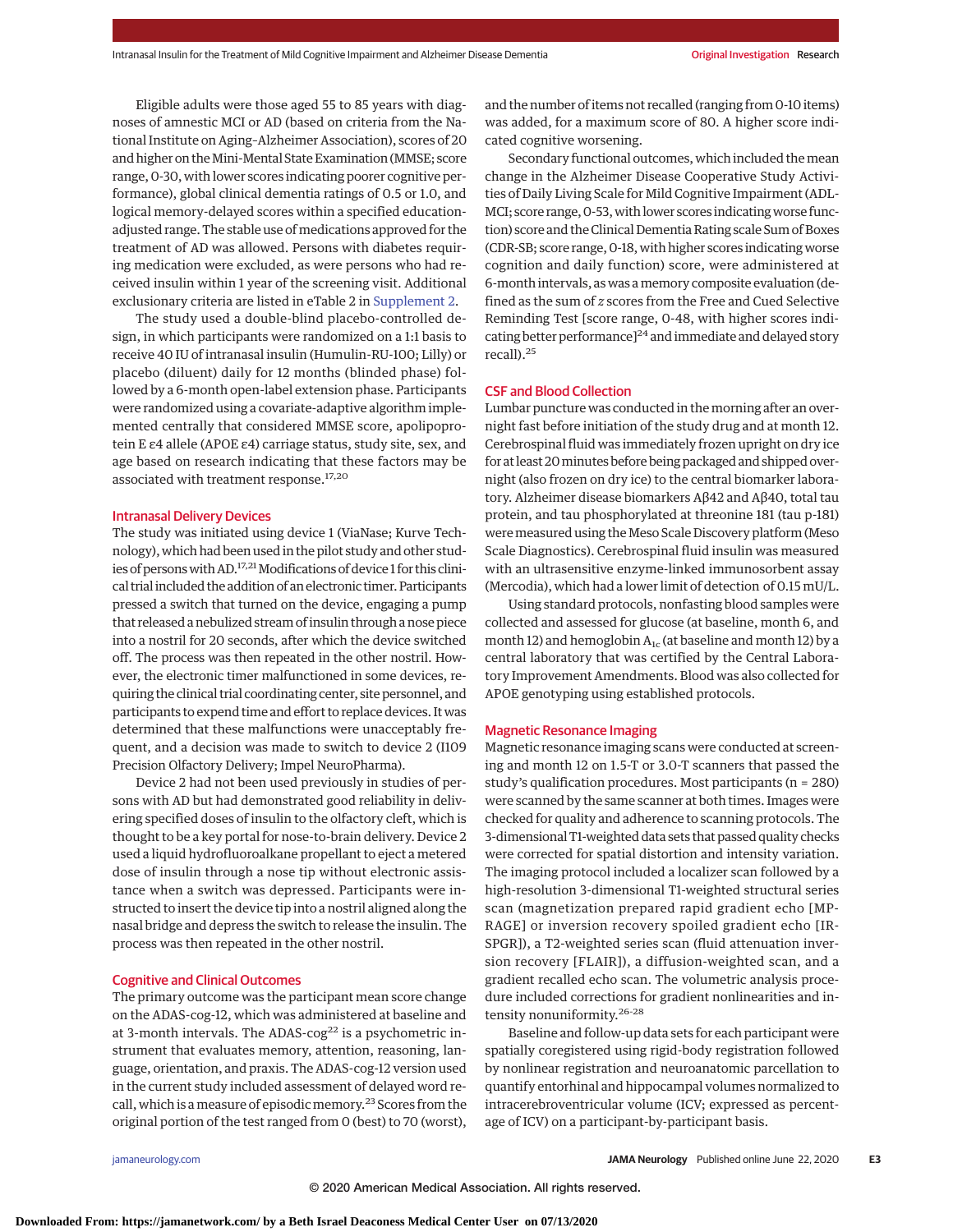Eligible adults were those aged 55 to 85 years with diagnoses of amnestic MCI or AD (based on criteria from the National Institute on Aging-Alzheimer Association), scores of 20 and higher on the Mini-Mental State Examination (MMSE; score range, 0-30, with lower scores indicating poorer cognitive performance), global clinical dementia ratings of 0.5 or 1.0, and logical memory-delayed scores within a specified education-adjusted range. The stable use of medications approved for the treatment of AD was allowed. Persons with diabetes requiring medication were excluded, as were persons who had received insulin within 1 year of the screening visit. Additional exclusionary criteria are listed in eTable 2 in Supplement 2.

The study used a double-blind placebo-controlled design, in which participants were randomized on a 1:1 basis to receive 40 IU of intranasal insulin (Humulin-RU-100; Lilly) or placebo (diluent) daily for 12 months (blinded phase) followed by a 6-month open-label extension phase. Participants were randomized using a covariate-adaptive algorithm implemented centrally that considered MMSE score, apolipoprotein E ε4 allele (APOE ε4) carriage status, study site, sex, and age based on research indicating that these factors may be associated with treatment response.[17,20]

## Intranasal Delivery Devices

The study was initiated using device 1 (ViaNase; Kurve Technology), which had been used in the pilot study and other studies of persons with AD.[17,21] Modifications of device 1 for this clinical trial included the addition of an electronic timer. Participants pressed a switch that turned on the device, engaging a pump that released a nebulized stream of insulin through a nose piece into a nostril for 20 seconds, after which the device switched off. The process was then repeated in the other nostril. However, the electronic timer malfunctioned in some devices, requiring the clinical trial coordinating center, site personnel, and participants to expend time and effort to replace devices. It was determined that these malfunctions were unacceptably frequent, and a decision was made to switch to device 2 (I109 Precision Olfactory Delivery; Impel NeuroPharma).

Device 2 had not been used previously in studies of persons with AD but had demonstrated good reliability in delivering specified doses of insulin to the olfactory cleft, which is thought to be a key portal for nose-to-brain delivery. Device 2 used a liquid hydrofluoroalkane propellant to eject a metered dose of insulin through a nose tip without electronic assistance when a switch was depressed. Participants were instructed to insert the device tip into a nostril aligned along the nasal bridge and depress the switch to release the insulin. The process was then repeated in the other nostril.

## Cognitive and Clinical Outcomes

The primary outcome was the participant mean score change on the ADAS-cog-12, which was administered at baseline and at 3-month intervals. The ADAS-cog[22] is a psychometric instrument that evaluates memory, attention, reasoning, language, orientation, and praxis. The ADAS-cog-12 version used in the current study included assessment of delayed word recall, which is a measure of episodic memory.[23] Scores from the original portion of the test ranged from 0 (best) to 70 (worst), and the number of items not recalled (ranging from 0-10 items) was added, for a maximum score of 80. A higher score indicated cognitive worsening.

Secondary functional outcomes, which included the mean change in the Alzheimer Disease Cooperative Study Activities of Daily Living Scale for Mild Cognitive Impairment (ADL-MCI; score range, 0-53, with lower scores indicating worse function) score and the Clinical Dementia Rating scale Sum of Boxes (CDR-SB; score range, 0-18, with higher scores indicating worse cognition and daily function) score, were administered at 6-month intervals, as was a memory composite evaluation (defined as the sum of *z* scores from the Free and Cued Selective Reminding Test [score range, 0-48, with higher scores indicating better performance][24] and immediate and delayed story recall).[25]

## CSF and Blood Collection

Lumbar puncture was conducted in the morning after an overnight fast before initiation of the study drug and at month 12. Cerebrospinal fluid was immediately frozen upright on dry ice for at least 20 minutes before being packaged and shipped overnight (also frozen on dry ice) to the central biomarker laboratory. Alzheimer disease biomarkers Aβ42 and Aβ40, total tau protein, and tau phosphorylated at threonine 181 (tau p-181) were measured using the Meso Scale Discovery platform (Meso Scale Diagnostics). Cerebrospinal fluid insulin was measured with an ultrasensitive enzyme-linked immunosorbent assay (Mercodia), which had a lower limit of detection of 0.15 mU/L.

Using standard protocols, nonfasting blood samples were collected and assessed for glucose (at baseline, month 6, and month 12) and hemoglobin $A_{1c}$ (at baseline and month 12) by a central laboratory that was certified by the Central Laboratory Improvement Amendments. Blood was also collected for APOE genotyping using established protocols.

## Magnetic Resonance Imaging

Magnetic resonance imaging scans were conducted at screening and month 12 on 1.5-T or 3.0-T scanners that passed the study's qualification procedures. Most participants (n = 280) were scanned by the same scanner at both times. Images were checked for quality and adherence to scanning protocols. The 3-dimensional T1-weighted data sets that passed quality checks were corrected for spatial distortion and intensity variation. The imaging protocol included a localizer scan followed by a high-resolution 3-dimensional T1-weighted structural series scan (magnetization prepared rapid gradient echo [MP-RAGE] or inversion recovery spoiled gradient echo [IR-SPGR]), a T2-weighted series scan (fluid attenuation inversion recovery [FLAIR]), a diffusion-weighted scan, and a gradient recalled echo scan. The volumetric analysis procedure included corrections for gradient nonlinearities and intensity nonuniformity.[26-28]

Baseline and follow-up data sets for each participant were spatially coregistered using rigid-body registration followed by nonlinear registration and neuroanatomic parcellation to quantify entorhinal and hippocampal volumes normalized to intracerebroventricular volume (ICV; expressed as percentage of ICV) on a participant-by-participant basis.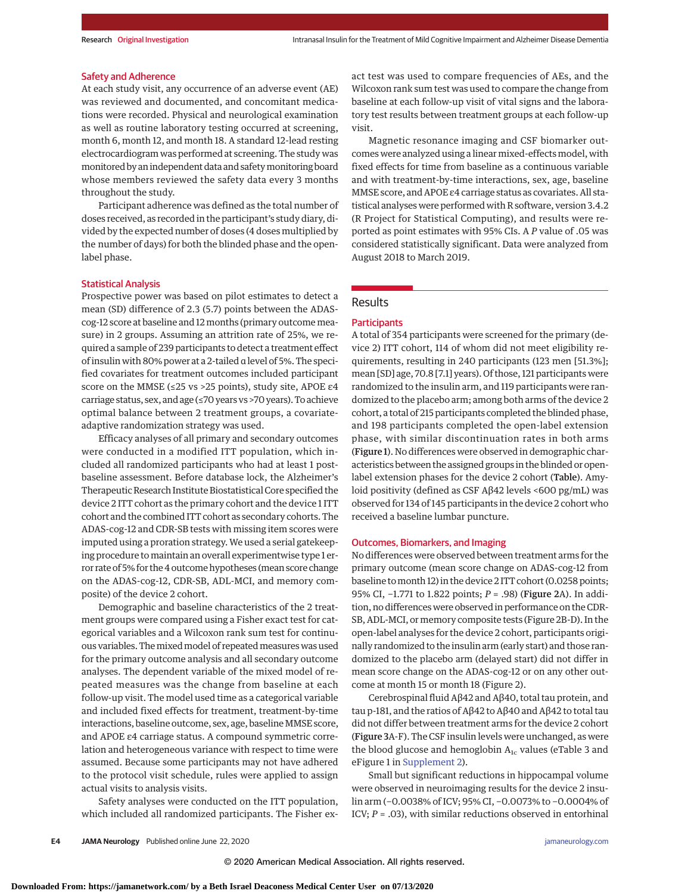### Safety and Adherence

At each study visit, any occurrence of an adverse event (AE) was reviewed and documented, and concomitant medications were recorded. Physical and neurological examination as well as routine laboratory testing occurred at screening, month 6, month 12, and month 18. A standard 12-lead resting electrocardiogram was performed at screening. The study was monitored by an independent data and safety monitoring board whose members reviewed the safety data every 3 months throughout the study.

Participant adherence was defined as the total number of doses received, as recorded in the participant's study diary, divided by the expected number of doses (4 doses multiplied by the number of days) for both the blinded phase and the open-label phase.

### Statistical Analysis

Prospective power was based on pilot estimates to detect a mean (SD) difference of 2.3 (5.7) points between the ADAS-cog-12 score at baseline and 12 months (primary outcome measure) in 2 groups. Assuming an attrition rate of 25%, we required a sample of 239 participants to detect a treatment effect of insulin with 80% power at a 2-tailed α level of 5%. The specified covariates for treatment outcomes included participant score on the MMSE (≤25 vs >25 points), study site, APOE ε4 carriage status, sex, and age (≤70 years vs >70 years). To achieve optimal balance between 2 treatment groups, a covariate-adaptive randomization strategy was used.

Efficacy analyses of all primary and secondary outcomes were conducted in a modified ITT population, which included all randomized participants who had at least 1 postbaseline assessment. Before database lock, the Alzheimer's Therapeutic Research Institute Biostatistical Core specified the device 2 ITT cohort as the primary cohort and the device 1 ITT cohort and the combined ITT cohort as secondary cohorts. The ADAS-cog-12 and CDR-SB tests with missing item scores were imputed using a proration strategy. We used a serial gatekeeping procedure to maintain an overall experimentwise type 1 error rate of 5% for the 4 outcome hypotheses (mean score change on the ADAS-cog-12, CDR-SB, ADL-MCI, and memory composite) of the device 2 cohort.

Demographic and baseline characteristics of the 2 treatment groups were compared using a Fisher exact test for categorical variables and a Wilcoxon rank sum test for continuous variables. The mixed model of repeated measures was used for the primary outcome analysis and all secondary outcome analyses. The dependent variable of the mixed model of repeated measures was the change from baseline at each follow-up visit. The model used time as a categorical variable and included fixed effects for treatment, treatment-by-time interactions, baseline outcome, sex, age, baseline MMSE score, and APOE ε4 carriage status. A compound symmetric correlation and heterogeneous variance with respect to time were assumed. Because some participants may not have adhered to the protocol visit schedule, rules were applied to assign actual visits to analysis visits.

Safety analyses were conducted on the ITT population, which included all randomized participants. The Fisher exact test was used to compare frequencies of AEs, and the Wilcoxon rank sum test was used to compare the change from baseline at each follow-up visit of vital signs and the laboratory test results between treatment groups at each follow-up visit.

Magnetic resonance imaging and CSF biomarker outcomes were analyzed using a linear mixed-effects model, with fixed effects for time from baseline as a continuous variable and with treatment-by-time interactions, sex, age, baseline MMSE score, and APOE ε4 carriage status as covariates. All statistical analyses were performed with R software, version 3.4.2 (R Project for Statistical Computing), and results were reported as point estimates with 95% CIs. A *P* value of .05 was considered statistically significant. Data were analyzed from August 2018 to March 2019.

## Results

### Participants

A total of 354 participants were screened for the primary (device 2) ITT cohort, 114 of whom did not meet eligibility requirements, resulting in 240 participants (123 men [51.3%]; mean [SD] age, 70.8 [7.1] years). Of those, 121 participants were randomized to the insulin arm, and 119 participants were randomized to the placebo arm; among both arms of the device 2 cohort, a total of 215 participants completed the blinded phase, and 198 participants completed the open-label extension phase, with similar discontinuation rates in both arms (**Figure 1**). No differences were observed in demographic characteristics between the assigned groups in the blinded or open-label extension phases for the device 2 cohort (**Table**). Amyloid positivity (defined as CSF Aβ42 levels <600 pg/mL) was observed for 134 of 145 participants in the device 2 cohort who received a baseline lumbar puncture.

### Outcomes, Biomarkers, and Imaging

No differences were observed between treatment arms for the primary outcome (mean score change on ADAS-cog-12 from baseline to month 12) in the device 2 ITT cohort (0.0258 points; 95% CI, −1.771 to 1.822 points; *P* = .98) (**Figure 2**A). In addition, no differences were observed in performance on the CDR-SB, ADL-MCI, or memory composite tests (Figure 2B-D). In the open-label analyses for the device 2 cohort, participants originally randomized to the insulin arm (early start) and those randomized to the placebo arm (delayed start) did not differ in mean score change on the ADAS-cog-12 or on any other outcome at month 15 or month 18 (Figure 2).

Cerebrospinal fluid Aβ42 and Aβ40, total tau protein, and tau p-181, and the ratios of Aβ42 to Aβ40 and Aβ42 to total tau did not differ between treatment arms for the device 2 cohort (**Figure 3**A-F). The CSF insulin levels were unchanged, as were the blood glucose and hemoglobin $A_{1c}$ values (eTable 3 and eFigure 1 in Supplement 2).

Small but significant reductions in hippocampal volume were observed in neuroimaging results for the device 2 insulin arm (−0.0038% of ICV; 95% CI, −0.0073% to −0.0004% of ICV; *P* = .03), with similar reductions observed in entorhinal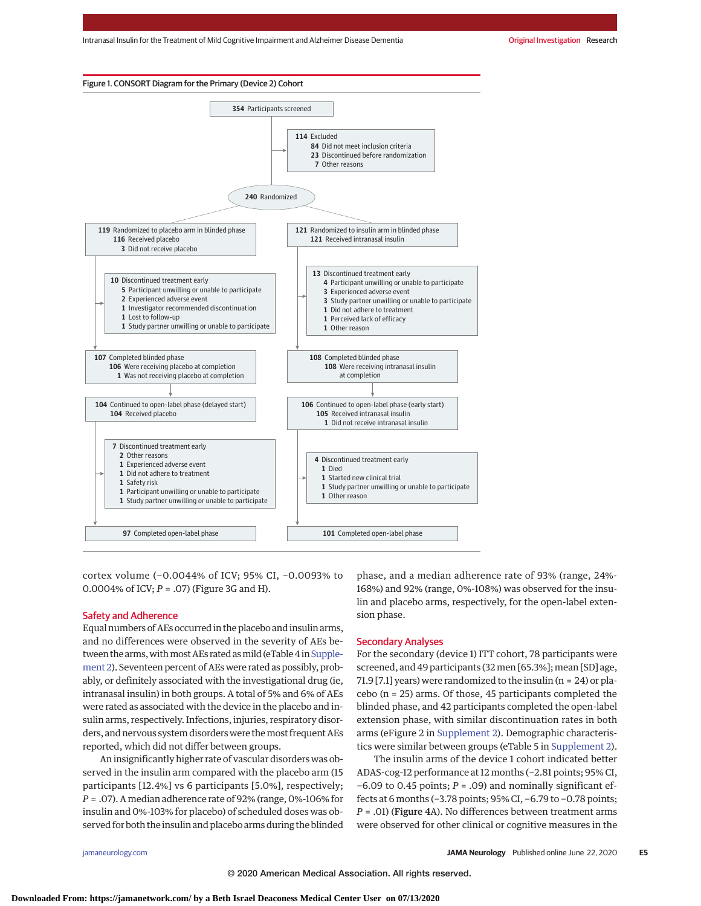Figure 1. CONSORT Diagram for the Primary (Device 2) Cohort

**354** Participants screened

**114** Excluded
- **84** Did not meet inclusion criteria
- **23** Discontinued before randomization
- **7** Other reasons

**240** Randomized

**Placebo arm**

**119** Randomized to placebo arm in blinded phase
- **116** Received placebo
- **3** Did not receive placebo

**10** Discontinued treatment early
- **5** Participant unwilling or unable to participate
- **2** Experienced adverse event
- **1** Investigator recommended discontinuation
- **1** Lost to follow-up
- **1** Study partner unwilling or unable to participate

**107** Completed blinded phase
- **106** Were receiving placebo at completion
- **1** Was not receiving placebo at completion

**104** Continued to open-label phase (delayed start)
- **104** Received placebo

**7** Discontinued treatment early
- **2** Other reasons
- **1** Experienced adverse event
- **1** Did not adhere to treatment
- **1** Safety risk
- **1** Participant unwilling or unable to participate
- **1** Study partner unwilling or unable to participate

**97** Completed open-label phase

**Insulin arm**

**121** Randomized to insulin arm in blinded phase
- **121** Received intranasal insulin

**13** Discontinued treatment early
- **4** Participant unwilling or unable to participate
- **3** Experienced adverse event
- **3** Study partner unwilling or unable to participate
- **1** Did not adhere to treatment
- **1** Perceived lack of efficacy
- **1** Other reason

**108** Completed blinded phase
- **108** Were receiving intranasal insulin at completion

**106** Continued to open-label phase (early start)
- **105** Received intranasal insulin
- **1** Did not receive intranasal insulin

**4** Discontinued treatment early
- **1** Died
- **1** Started new clinical trial
- **1** Study partner unwilling or unable to participate
- **1** Other reason

**101** Completed open-label phase

cortex volume (−0.0044% of ICV; 95% CI, −0.0093% to 0.0004% of ICV; $P = .07$) (Figure 3G and H).

## Safety and Adherence

Equal numbers of AEs occurred in the placebo and insulin arms, and no differences were observed in the severity of AEs between the arms, with most AEs rated as mild (eTable 4 in Supplement 2). Seventeen percent of AEs were rated as possibly, probably, or definitely associated with the investigational drug (ie, intranasal insulin) in both groups. A total of 5% and 6% of AEs were rated as associated with the device in the placebo and insulin arms, respectively. Infections, injuries, respiratory disorders, and nervous system disorders were the most frequent AEs reported, which did not differ between groups.

An insignificantly higher rate of vascular disorders was observed in the insulin arm compared with the placebo arm (15 participants [12.4%] vs 6 participants [5.0%], respectively; $P = .07$). A median adherence rate of 92% (range, 0%-106% for insulin and 0%-103% for placebo) of scheduled doses was observed for both the insulin and placebo arms during the blinded phase, and a median adherence rate of 93% (range, 24%-168%) and 92% (range, 0%-108%) was observed for the insulin and placebo arms, respectively, for the open-label extension phase.

## Secondary Analyses

For the secondary (device 1) ITT cohort, 78 participants were screened, and 49 participants (32 men [65.3%]; mean [SD] age, 71.9 [7.1] years) were randomized to the insulin (n = 24) or placebo (n = 25) arms. Of those, 45 participants completed the blinded phase, and 42 participants completed the open-label extension phase, with similar discontinuation rates in both arms (eFigure 2 in Supplement 2). Demographic characteristics were similar between groups (eTable 5 in Supplement 2).

The insulin arms of the device 1 cohort indicated better ADAS-cog-12 performance at 12 months (−2.81 points; 95% CI, −6.09 to 0.45 points; $P = .09$) and nominally significant effects at 6 months (−3.78 points; 95% CI, −6.79 to −0.78 points; $P = .01$) (**Figure 4**A). No differences between treatment arms were observed for other clinical or cognitive measures in the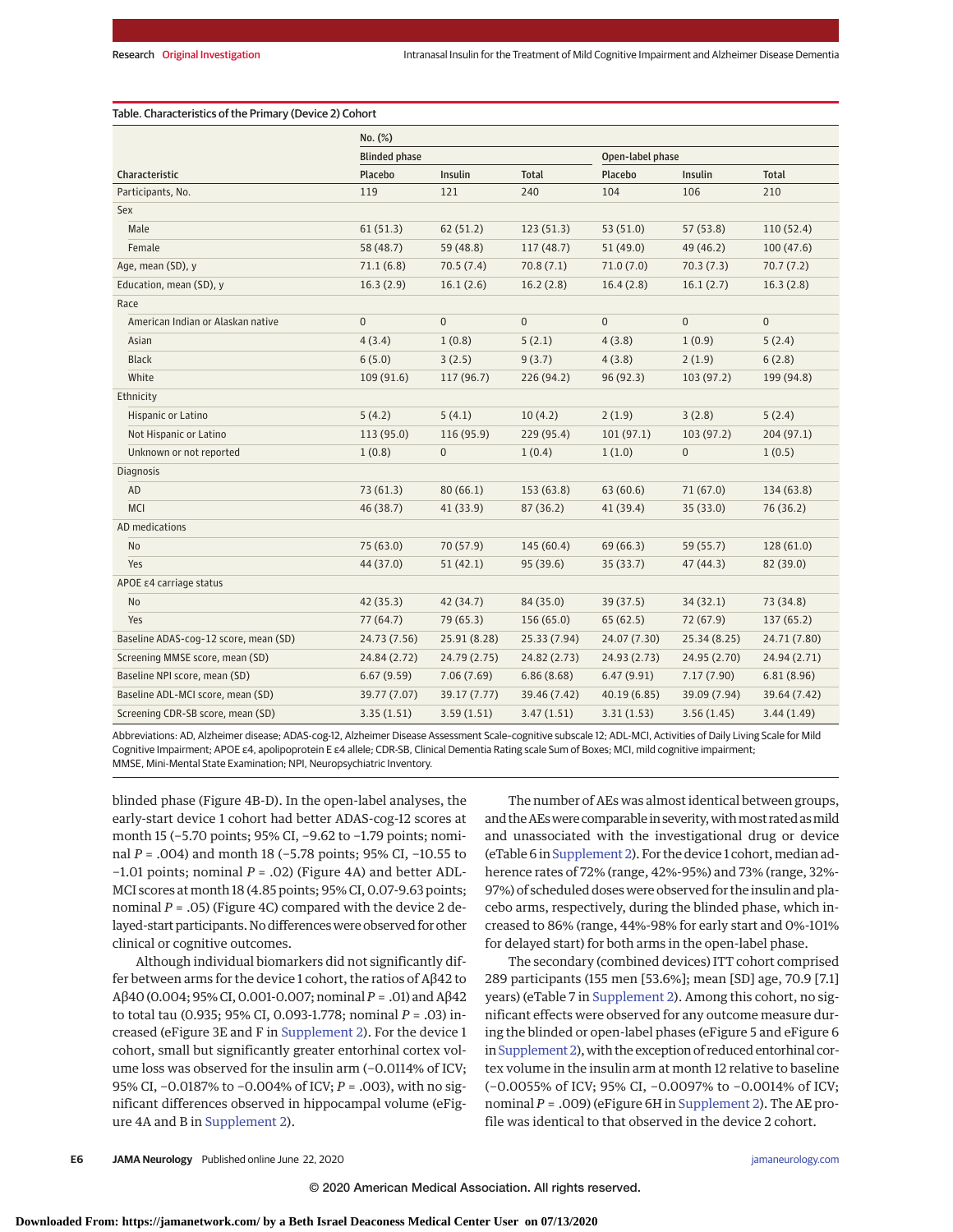Table. Characteristics of the Primary (Device 2) Cohort

| Characteristic | No. (%) | | | | | |
|---|---|---|---|---|---|---|
| | Blinded phase | | | Open-label phase | | |
| | Placebo | Insulin | Total | Placebo | Insulin | Total |
| Participants, No. | 119 | 121 | 240 | 104 | 106 | 210 |
| Sex | | | | | | |
| Male | 61 (51.3) | 62 (51.2) | 123 (51.3) | 53 (51.0) | 57 (53.8) | 110 (52.4) |
| Female | 58 (48.7) | 59 (48.8) | 117 (48.7) | 51 (49.0) | 49 (46.2) | 100 (47.6) |
| Age, mean (SD), y | 71.1 (6.8) | 70.5 (7.4) | 70.8 (7.1) | 71.0 (7.0) | 70.3 (7.3) | 70.7 (7.2) |
| Education, mean (SD), y | 16.3 (2.9) | 16.1 (2.6) | 16.2 (2.8) | 16.4 (2.8) | 16.1 (2.7) | 16.3 (2.8) |
| Race | | | | | | |
| American Indian or Alaskan native | 0 | 0 | 0 | 0 | 0 | 0 |
| Asian | 4 (3.4) | 1 (0.8) | 5 (2.1) | 4 (3.8) | 1 (0.9) | 5 (2.4) |
| Black | 6 (5.0) | 3 (2.5) | 9 (3.7) | 4 (3.8) | 2 (1.9) | 6 (2.8) |
| White | 109 (91.6) | 117 (96.7) | 226 (94.2) | 96 (92.3) | 103 (97.2) | 199 (94.8) |
| Ethnicity | | | | | | |
| Hispanic or Latino | 5 (4.2) | 5 (4.1) | 10 (4.2) | 2 (1.9) | 3 (2.8) | 5 (2.4) |
| Not Hispanic or Latino | 113 (95.0) | 116 (95.9) | 229 (95.4) | 101 (97.1) | 103 (97.2) | 204 (97.1) |
| Unknown or not reported | 1 (0.8) | 0 | 1 (0.4) | 1 (1.0) | 0 | 1 (0.5) |
| Diagnosis | | | | | | |
| AD | 73 (61.3) | 80 (66.1) | 153 (63.8) | 63 (60.6) | 71 (67.0) | 134 (63.8) |
| MCI | 46 (38.7) | 41 (33.9) | 87 (36.2) | 41 (39.4) | 35 (33.0) | 76 (36.2) |
| AD medications | | | | | | |
| No | 75 (63.0) | 70 (57.9) | 145 (60.4) | 69 (66.3) | 59 (55.7) | 128 (61.0) |
| Yes | 44 (37.0) | 51 (42.1) | 95 (39.6) | 35 (33.7) | 47 (44.3) | 82 (39.0) |
| APOE ε4 carriage status | | | | | | |
| No | 42 (35.3) | 42 (34.7) | 84 (35.0) | 39 (37.5) | 34 (32.1) | 73 (34.8) |
| Yes | 77 (64.7) | 79 (65.3) | 156 (65.0) | 65 (62.5) | 72 (67.9) | 137 (65.2) |
| Baseline ADAS-cog-12 score, mean (SD) | 24.73 (7.56) | 25.91 (8.28) | 25.33 (7.94) | 24.07 (7.30) | 25.34 (8.25) | 24.71 (7.80) |
| Screening MMSE score, mean (SD) | 24.84 (2.72) | 24.79 (2.75) | 24.82 (2.73) | 24.93 (2.73) | 24.95 (2.70) | 24.94 (2.71) |
| Baseline NPI score, mean (SD) | 6.67 (9.59) | 7.06 (7.69) | 6.86 (8.68) | 6.47 (9.91) | 7.17 (7.90) | 6.81 (8.96) |
| Baseline ADL-MCI score, mean (SD) | 39.77 (7.07) | 39.17 (7.77) | 39.46 (7.42) | 40.19 (6.85) | 39.09 (7.94) | 39.64 (7.42) |
| Screening CDR-SB score, mean (SD) | 3.35 (1.51) | 3.59 (1.51) | 3.47 (1.51) | 3.31 (1.53) | 3.56 (1.45) | 3.44 (1.49) |

Abbreviations: AD, Alzheimer disease; ADAS-cog-12, Alzheimer Disease Assessment Scale–cognitive subscale 12; ADL-MCI, Activities of Daily Living Scale for Mild Cognitive Impairment; APOE ε4, apolipoprotein E ε4 allele; CDR-SB, Clinical Dementia Rating scale Sum of Boxes; MCI, mild cognitive impairment; MMSE, Mini-Mental State Examination; NPI, Neuropsychiatric Inventory.

blinded phase (Figure 4B-D). In the open-label analyses, the early-start device 1 cohort had better ADAS-cog-12 scores at month 15 (−5.70 points; 95% CI, −9.62 to −1.79 points; nominal $P = .004$) and month 18 (−5.78 points; 95% CI, −10.55 to −1.01 points; nominal $P = .02$) (Figure 4A) and better ADL-MCI scores at month 18 (4.85 points; 95% CI, 0.07-9.63 points; nominal $P = .05$) (Figure 4C) compared with the device 2 delayed-start participants. No differences were observed for other clinical or cognitive outcomes.

Although individual biomarkers did not significantly differ between arms for the device 1 cohort, the ratios of Aβ42 to Aβ40 (0.004; 95% CI, 0.001-0.007; nominal $P = .01$) and Aβ42 to total tau (0.935; 95% CI, 0.093-1.778; nominal $P = .03$) increased (eFigure 3E and F in Supplement 2). For the device 1 cohort, small but significantly greater entorhinal cortex volume loss was observed for the insulin arm (−0.0114% of ICV; 95% CI, −0.0187% to −0.004% of ICV; $P = .003$), with no significant differences observed in hippocampal volume (eFigure 4A and B in Supplement 2).

The number of AEs was almost identical between groups, and the AEs were comparable in severity, with most rated as mild and unassociated with the investigational drug or device (eTable 6 in Supplement 2). For the device 1 cohort, median adherence rates of 72% (range, 42%-95%) and 73% (range, 32%-97%) of scheduled doses were observed for the insulin and placebo arms, respectively, during the blinded phase, which increased to 86% (range, 44%-98% for early start and 0%-101% for delayed start) for both arms in the open-label phase.

The secondary (combined devices) ITT cohort comprised 289 participants (155 men [53.6%]; mean [SD] age, 70.9 [7.1] years) (eTable 7 in Supplement 2). Among this cohort, no significant effects were observed for any outcome measure during the blinded or open-label phases (eFigure 5 and eFigure 6 in Supplement 2), with the exception of reduced entorhinal cortex volume in the insulin arm at month 12 relative to baseline (−0.0055% of ICV; 95% CI, −0.0097% to −0.0014% of ICV; nominal $P = .009$) (eFigure 6H in Supplement 2). The AE profile was identical to that observed in the device 2 cohort.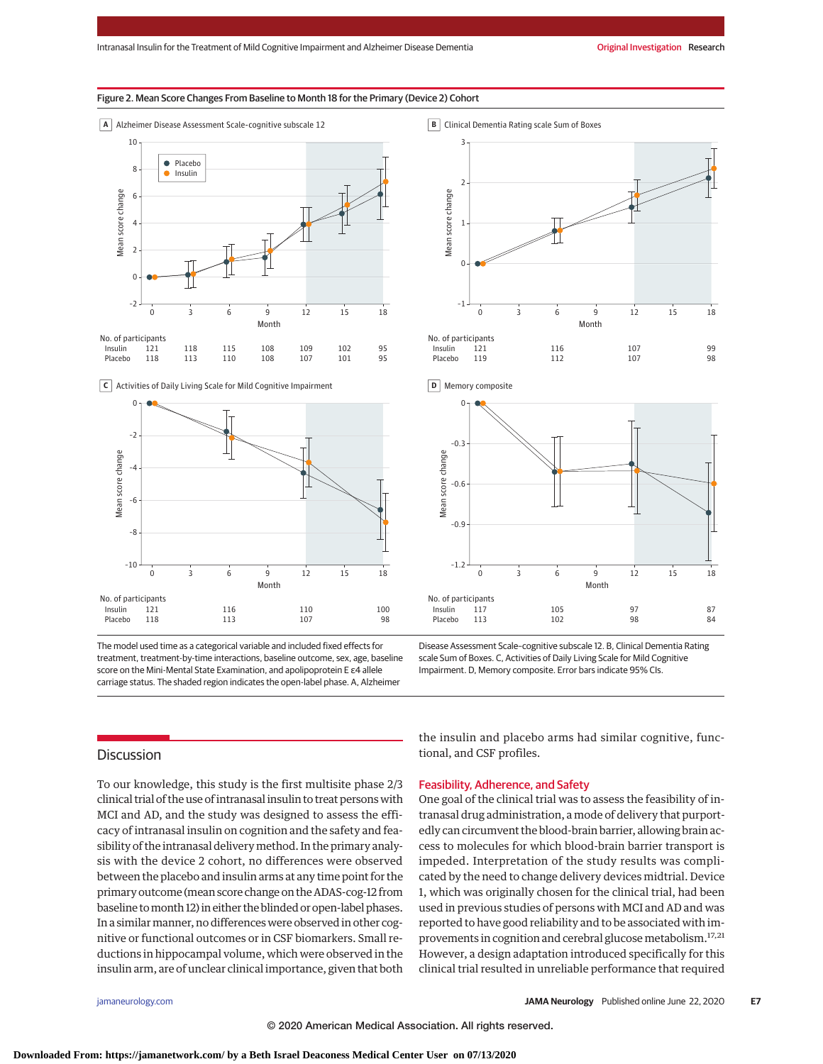Figure 2. Mean Score Changes From Baseline to Month 18 for the Primary (Device 2) Cohort

A Alzheimer Disease Assessment Scale-cognitive subscale 12

| No. of participants | 0 | 3 | 6 | 9 | 12 | 15 | 18 |
|---|---|---|---|---|---|---|---|
| Insulin | 121 | 118 | 115 | 108 | 109 | 102 | 95 |
| Placebo | 118 | 113 | 110 | 108 | 107 | 101 | 95 |

B Clinical Dementia Rating scale Sum of Boxes

| No. of participants | 0 | 6 | 12 | 18 |
|---|---|---|---|---|
| Insulin | 121 | 116 | 107 | 99 |
| Placebo | 119 | 112 | 107 | 98 |

C Activities of Daily Living Scale for Mild Cognitive Impairment

| No. of participants | 0 | 6 | 12 | 18 |
|---|---|---|---|---|
| Insulin | 121 | 116 | 110 | 100 |
| Placebo | 118 | 113 | 107 | 98 |

D Memory composite

| No. of participants | 0 | 6 | 12 | 18 |
|---|---|---|---|---|
| Insulin | 117 | 105 | 97 | 87 |
| Placebo | 113 | 102 | 98 | 84 |

The model used time as a categorical variable and included fixed effects for treatment, treatment-by-time interactions, baseline outcome, sex, age, baseline score on the Mini-Mental State Examination, and apolipoprotein E ε4 allele carriage status. The shaded region indicates the open-label phase. A, Alzheimer Disease Assessment Scale–cognitive subscale 12. B, Clinical Dementia Rating scale Sum of Boxes. C, Activities of Daily Living Scale for Mild Cognitive Impairment. D, Memory composite. Error bars indicate 95% CIs.

## Discussion

To our knowledge, this study is the first multisite phase 2/3 clinical trial of the use of intranasal insulin to treat persons with MCI and AD, and the study was designed to assess the efficacy of intranasal insulin on cognition and the safety and feasibility of the intranasal delivery method. In the primary analysis with the device 2 cohort, no differences were observed between the placebo and insulin arms at any time point for the primary outcome (mean score change on the ADAS-cog-12 from baseline to month 12) in either the blinded or open-label phases. In a similar manner, no differences were observed in other cognitive or functional outcomes or in CSF biomarkers. Small reductions in hippocampal volume, which were observed in the insulin arm, are of unclear clinical importance, given that both the insulin and placebo arms had similar cognitive, functional, and CSF profiles.

### Feasibility, Adherence, and Safety

One goal of the clinical trial was to assess the feasibility of intranasal drug administration, a mode of delivery that purportedly can circumvent the blood-brain barrier, allowing brain access to molecules for which blood-brain barrier transport is impeded. Interpretation of the study results was complicated by the need to change delivery devices midtrial. Device 1, which was originally chosen for the clinical trial, had been used in previous studies of persons with MCI and AD and was reported to have good reliability and to be associated with improvements in cognition and cerebral glucose metabolism.[17,21] However, a design adaptation introduced specifically for this clinical trial resulted in unreliable performance that required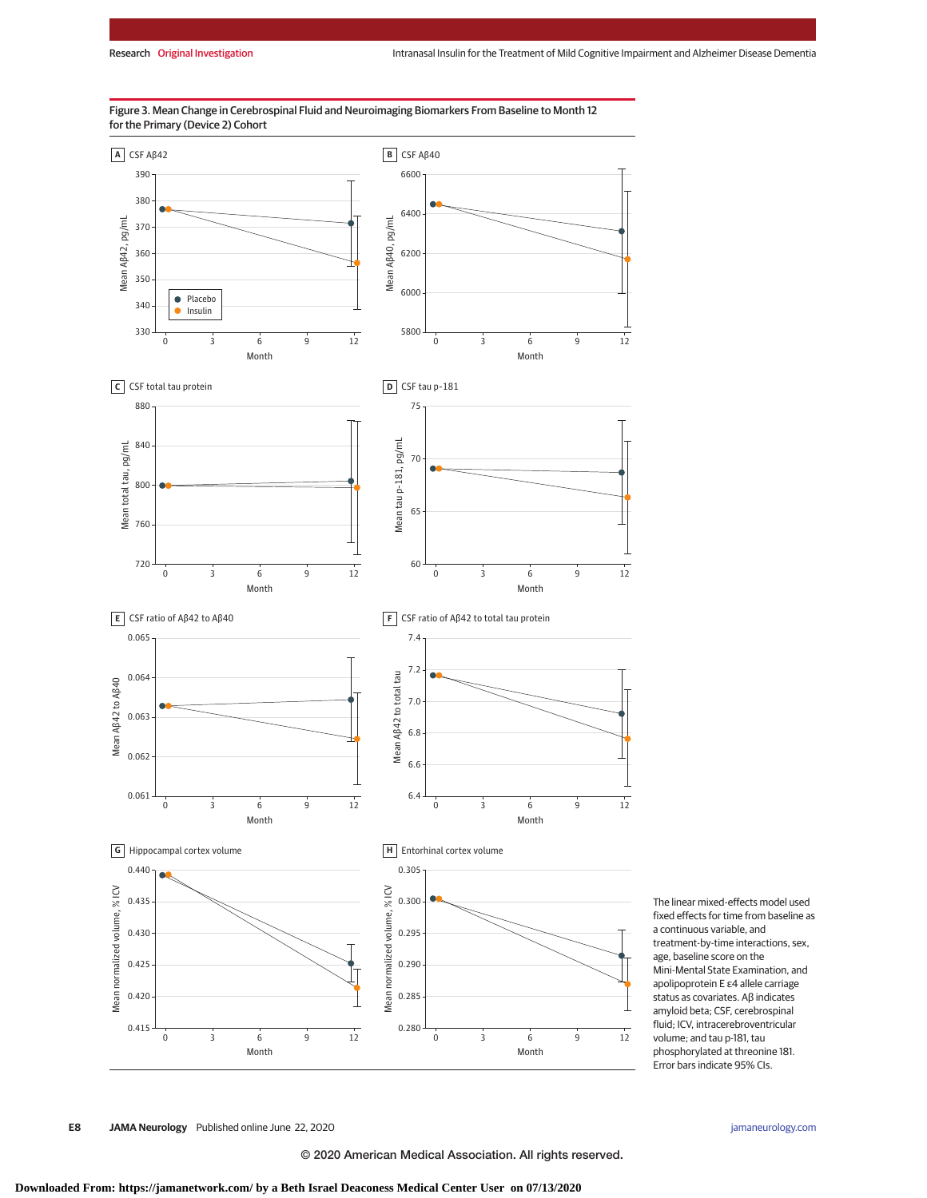Figure 3. Mean Change in Cerebrospinal Fluid and Neuroimaging Biomarkers From Baseline to Month 12 for the Primary (Device 2) Cohort

A CSF Aβ42

B CSF Aβ40

C CSF total tau protein

D CSF tau p-181

E CSF ratio of Aβ42 to Aβ40

F CSF ratio of Aβ42 to total tau protein

G Hippocampal cortex volume

H Entorhinal cortex volume

The linear mixed-effects model used fixed effects for time from baseline as a continuous variable, and treatment-by-time interactions, sex, age, baseline score on the Mini-Mental State Examination, and apolipoprotein E ε4 allele carriage status as covariates. Aβ indicates amyloid beta; CSF, cerebrospinal fluid; ICV, intracerebroventricular volume; and tau p-181, tau phosphorylated at threonine 181. Error bars indicate 95% CIs.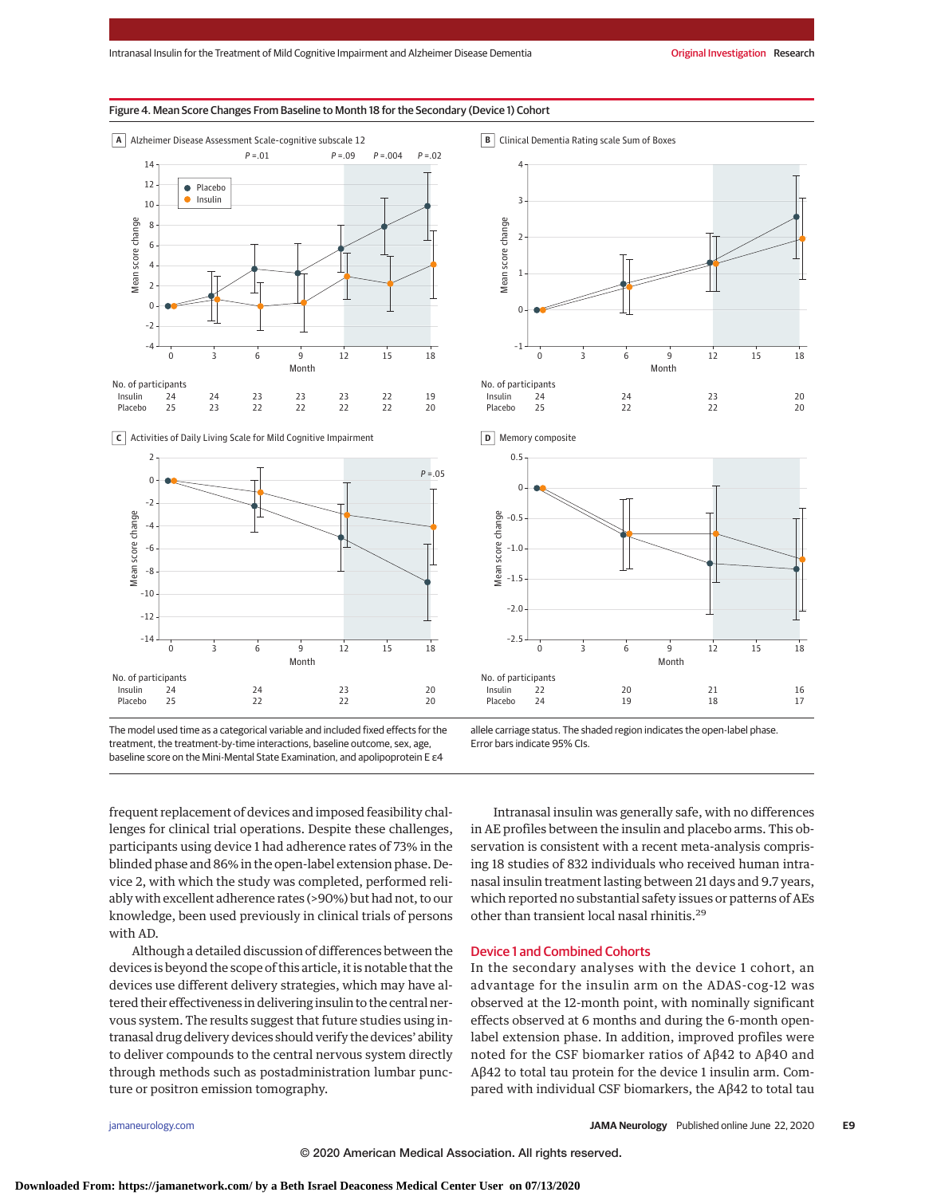Figure 4. Mean Score Changes From Baseline to Month 18 for the Secondary (Device 1) Cohort

A Alzheimer Disease Assessment Scale-cognitive subscale 12

| No. of participants | 0 | 3 | 6 | 9 | 12 | 15 | 18 |
|---|---|---|---|---|---|---|---|
| Insulin | 24 | 24 | 23 | 23 | 23 | 22 | 19 |
| Placebo | 25 | 23 | 22 | 22 | 22 | 22 | 20 |

B Clinical Dementia Rating scale Sum of Boxes

| No. of participants | 0 | 6 | 12 | 18 |
|---|---|---|---|---|
| Insulin | 24 | 24 | 23 | 20 |
| Placebo | 25 | 22 | 22 | 20 |

C Activities of Daily Living Scale for Mild Cognitive Impairment

| No. of participants | 0 | 6 | 12 | 18 |
|---|---|---|---|---|
| Insulin | 24 | 24 | 23 | 20 |
| Placebo | 25 | 22 | 22 | 20 |

D Memory composite

| No. of participants | 0 | 6 | 12 | 18 |
|---|---|---|---|---|
| Insulin | 22 | 20 | 21 | 16 |
| Placebo | 24 | 19 | 18 | 17 |

The model used time as a categorical variable and included fixed effects for the treatment, the treatment-by-time interactions, baseline outcome, sex, age, baseline score on the Mini-Mental State Examination, and apolipoprotein E ε4 allele carriage status. The shaded region indicates the open-label phase. Error bars indicate 95% CIs.

frequent replacement of devices and imposed feasibility challenges for clinical trial operations. Despite these challenges, participants using device 1 had adherence rates of 73% in the blinded phase and 86% in the open-label extension phase. Device 2, with which the study was completed, performed reliably with excellent adherence rates (>90%) but had not, to our knowledge, been used previously in clinical trials of persons with AD.

Although a detailed discussion of differences between the devices is beyond the scope of this article, it is notable that the devices use different delivery strategies, which may have altered their effectiveness in delivering insulin to the central nervous system. The results suggest that future studies using intranasal drug delivery devices should verify the devices' ability to deliver compounds to the central nervous system directly through methods such as postadministration lumbar puncture or positron emission tomography.

Intranasal insulin was generally safe, with no differences in AE profiles between the insulin and placebo arms. This observation is consistent with a recent meta-analysis comprising 18 studies of 832 individuals who received human intranasal insulin treatment lasting between 21 days and 9.7 years, which reported no substantial safety issues or patterns of AEs other than transient local nasal rhinitis.[29]

## Device 1 and Combined Cohorts

In the secondary analyses with the device 1 cohort, an advantage for the insulin arm on the ADAS-cog-12 was observed at the 12-month point, with nominally significant effects observed at 6 months and during the 6-month open-label extension phase. In addition, improved profiles were noted for the CSF biomarker ratios of Aβ42 to Aβ40 and Aβ42 to total tau protein for the device 1 insulin arm. Compared with individual CSF biomarkers, the Aβ42 to total tau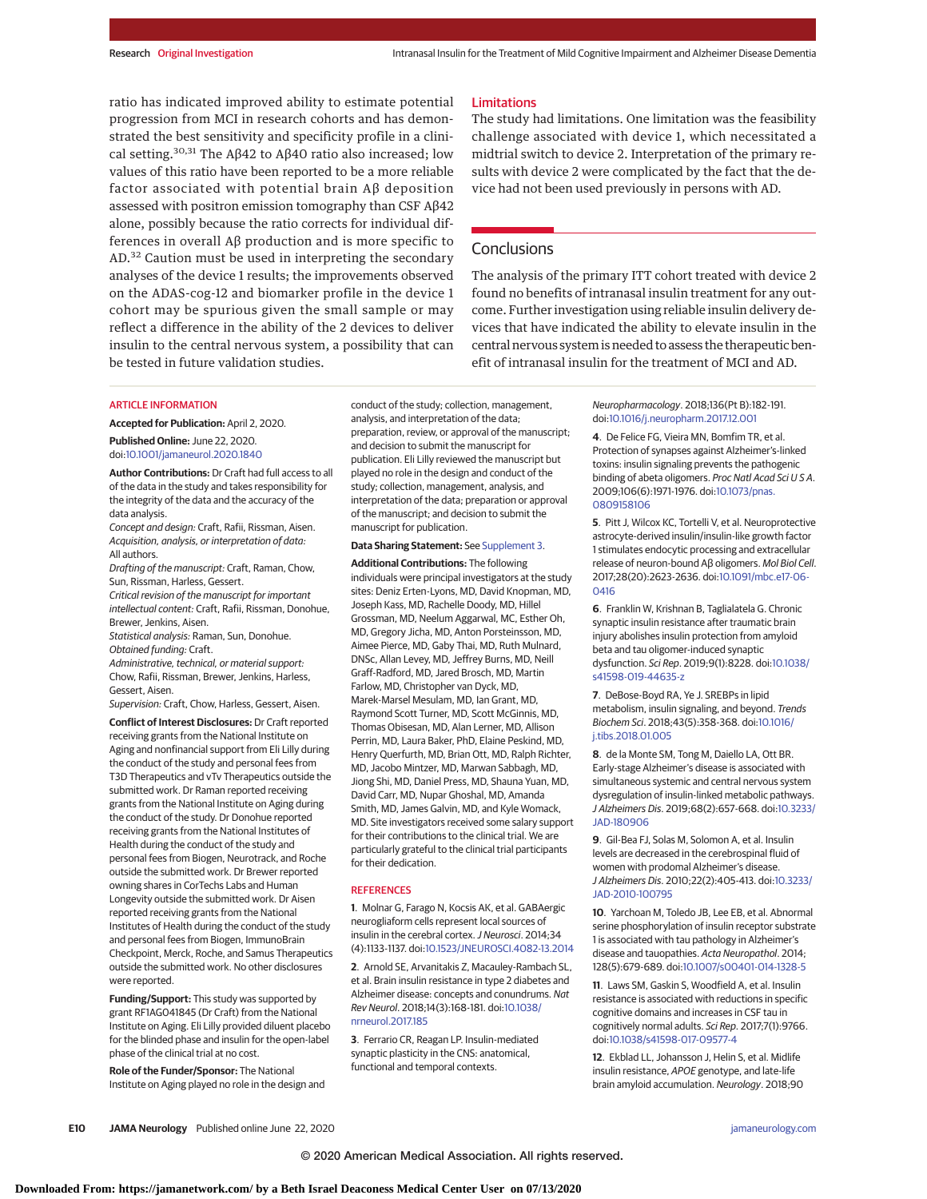ratio has indicated improved ability to estimate potential progression from MCI in research cohorts and has demonstrated the best sensitivity and specificity profile in a clinical setting.[30,31] The Aβ42 to Aβ40 ratio also increased; low values of this ratio have been reported to be a more reliable factor associated with potential brain Aβ deposition assessed with positron emission tomography than CSF Aβ42 alone, possibly because the ratio corrects for individual differences in overall Aβ production and is more specific to AD.[32] Caution must be used in interpreting the secondary analyses of the device 1 results; the improvements observed on the ADAS-cog-12 and biomarker profile in the device 1 cohort may be spurious given the small sample or may reflect a difference in the ability of the 2 devices to deliver insulin to the central nervous system, a possibility that can be tested in future validation studies.

### Limitations

The study had limitations. One limitation was the feasibility challenge associated with device 1, which necessitated a midtrial switch to device 2. Interpretation of the primary results with device 2 were complicated by the fact that the device had not been used previously in persons with AD.

## Conclusions

The analysis of the primary ITT cohort treated with device 2 found no benefits of intranasal insulin treatment for any outcome. Further investigation using reliable insulin delivery devices that have indicated the ability to elevate insulin in the central nervous system is needed to assess the therapeutic benefit of intranasal insulin for the treatment of MCI and AD.

### ARTICLE INFORMATION

**Accepted for Publication:** April 2, 2020.

**Published Online:** June 22, 2020. doi:10.1001/jamaneurol.2020.1840

**Author Contributions:** Dr Craft had full access to all of the data in the study and takes responsibility for the integrity of the data and the accuracy of the data analysis.
*Concept and design:* Craft, Rafii, Rissman, Aisen.
*Acquisition, analysis, or interpretation of data:* All authors.
*Drafting of the manuscript:* Craft, Raman, Chow, Sun, Rissman, Harless, Gessert.
*Critical revision of the manuscript for important intellectual content:* Craft, Rafii, Rissman, Donohue, Brewer, Jenkins, Aisen.
*Statistical analysis:* Raman, Sun, Donohue.
*Obtained funding:* Craft.
*Administrative, technical, or material support:* Chow, Rafii, Rissman, Brewer, Jenkins, Harless, Gessert, Aisen.
*Supervision:* Craft, Chow, Harless, Gessert, Aisen.

**Conflict of Interest Disclosures:** Dr Craft reported receiving grants from the National Institute on Aging and nonfinancial support from Eli Lilly during the conduct of the study and personal fees from T3D Therapeutics and vTv Therapeutics outside the submitted work. Dr Raman reported receiving grants from the National Institute on Aging during the conduct of the study. Dr Donohue reported receiving grants from the National Institutes of Health during the conduct of the study and personal fees from Biogen, Neurotrack, and Roche outside the submitted work. Dr Brewer reported owning shares in CorTechs Labs and Human Longevity outside the submitted work. Dr Aisen reported receiving grants from the National Institutes of Health during the conduct of the study and personal fees from Biogen, ImmunoBrain Checkpoint, Merck, Roche, and Samus Therapeutics outside the submitted work. No other disclosures were reported.

**Funding/Support:** This study was supported by grant RF1AG041845 (Dr Craft) from the National Institute on Aging. Eli Lilly provided diluent placebo for the blinded phase and insulin for the open-label phase of the clinical trial at no cost.

**Role of the Funder/Sponsor:** The National Institute on Aging played no role in the design and conduct of the study; collection, management, analysis, and interpretation of the data; preparation, review, or approval of the manuscript; and decision to submit the manuscript for publication. Eli Lilly reviewed the manuscript but played no role in the design and conduct of the study; collection, management, analysis, and interpretation of the data; preparation or approval of the manuscript; and decision to submit the manuscript for publication.

**Data Sharing Statement:** See Supplement 3.

**Additional Contributions:** The following individuals were principal investigators at the study sites: Deniz Erten-Lyons, MD, David Knopman, MD, Joseph Kass, MD, Rachelle Doody, MD, Hillel Grossman, MD, Neelum Aggarwal, MC, Esther Oh, MD, Gregory Jicha, MD, Anton Porsteinsson, MD, Aimee Pierce, MD, Gaby Thai, MD, Ruth Mulnard, DNSc, Allan Levey, MD, Jeffrey Burns, MD, Neill Graff-Radford, MD, Jared Brosch, MD, Martin Farlow, MD, Christopher van Dyck, MD, Marek-Marsel Mesulam, MD, Ian Grant, MD, Raymond Scott Turner, MD, Scott McGinnis, MD, Thomas Obisesan, MD, Alan Lerner, MD, Allison Perrin, MD, Laura Baker, PhD, Elaine Peskind, MD, Henry Querfurth, MD, Brian Ott, MD, Ralph Richter, MD, Jacobo Mintzer, MD, Marwan Sabbagh, MD, Jiong Shi, MD, Daniel Press, MD, Shauna Yuan, MD, David Carr, MD, Nupar Ghoshal, MD, Amanda Smith, MD, James Galvin, MD, and Kyle Womack, MD. Site investigators received some salary support for their contributions to the clinical trial. We are particularly grateful to the clinical trial participants for their dedication.

### REFERENCES

1. Molnar G, Farago N, Kocsis AK, et al. GABAergic neurogliaform cells represent local sources of insulin in the cerebral cortex. *J Neurosci*. 2014;34(4):1133-1137. doi:10.1523/JNEUROSCI.4082-13.2014

2. Arnold SE, Arvanitakis Z, Macauley-Rambach SL, et al. Brain insulin resistance in type 2 diabetes and Alzheimer disease: concepts and conundrums. *Nat Rev Neurol*. 2018;14(3):168-181. doi:10.1038/nrneurol.2017.185

3. Ferrario CR, Reagan LP. Insulin-mediated synaptic plasticity in the CNS: anatomical, functional and temporal contexts. *Neuropharmacology*. 2018;136(Pt B):182-191. doi:10.1016/j.neuropharm.2017.12.001

4. De Felice FG, Vieira MN, Bomfim TR, et al. Protection of synapses against Alzheimer's-linked toxins: insulin signaling prevents the pathogenic binding of abeta oligomers. *Proc Natl Acad Sci U S A*. 2009;106(6):1971-1976. doi:10.1073/pnas.0809158106

5. Pitt J, Wilcox KC, Tortelli V, et al. Neuroprotective astrocyte-derived insulin/insulin-like growth factor 1 stimulates endocytic processing and extracellular release of neuron-bound Aβ oligomers. *Mol Biol Cell*. 2017;28(20):2623-2636. doi:10.1091/mbc.e17-06-0416

6. Franklin W, Krishnan B, Taglialatela G. Chronic synaptic insulin resistance after traumatic brain injury abolishes insulin protection from amyloid beta and tau oligomer-induced synaptic dysfunction. *Sci Rep*. 2019;9(1):8228. doi:10.1038/s41598-019-44635-z

7. DeBose-Boyd RA, Ye J. SREBPs in lipid metabolism, insulin signaling, and beyond. *Trends Biochem Sci*. 2018;43(5):358-368. doi:10.1016/j.tibs.2018.01.005

8. de la Monte SM, Tong M, Daiello LA, Ott BR. Early-stage Alzheimer's disease is associated with simultaneous systemic and central nervous system dysregulation of insulin-linked metabolic pathways. *J Alzheimers Dis*. 2019;68(2):657-668. doi:10.3233/JAD-180906

9. Gil-Bea FJ, Solas M, Solomon A, et al. Insulin levels are decreased in the cerebrospinal fluid of women with prodomal Alzheimer's disease. *J Alzheimers Dis*. 2010;22(2):405-413. doi:10.3233/JAD-2010-100795

10. Yarchoan M, Toledo JB, Lee EB, et al. Abnormal serine phosphorylation of insulin receptor substrate 1 is associated with tau pathology in Alzheimer's disease and tauopathies. *Acta Neuropathol*. 2014;128(5):679-689. doi:10.1007/s00401-014-1328-5

11. Laws SM, Gaskin S, Woodfield A, et al. Insulin resistance is associated with reductions in specific cognitive domains and increases in CSF tau in cognitively normal adults. *Sci Rep*. 2017;7(1):9766. doi:10.1038/s41598-017-09577-4

12. Ekblad LL, Johansson J, Helin S, et al. Midlife insulin resistance, *APOE* genotype, and late-life brain amyloid accumulation. *Neurology*. 2018;90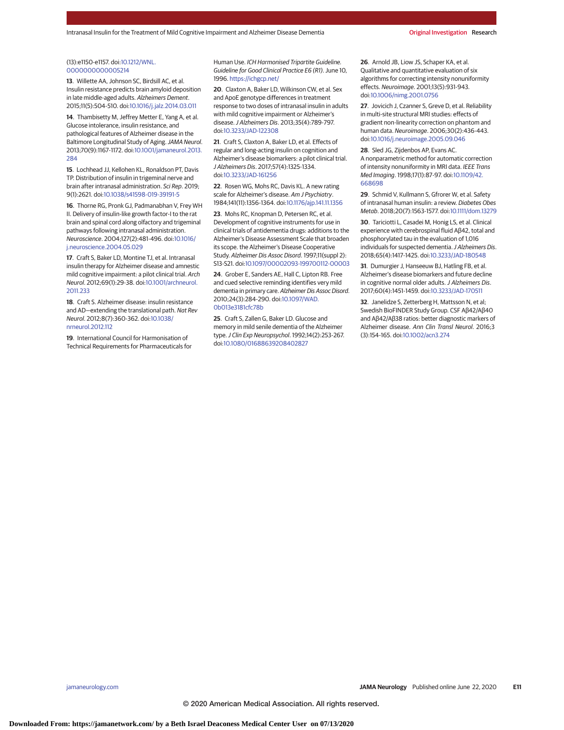(13):e1150-e1157. doi:10.1212/WNL.0000000000005214

13. Willette AA, Johnson SC, Birdsill AC, et al. Insulin resistance predicts brain amyloid deposition in late middle-aged adults. *Alzheimers Dement*. 2015;11(5):504-510. doi:10.1016/j.jalz.2014.03.011

14. Thambisetty M, Jeffrey Metter E, Yang A, et al. Glucose intolerance, insulin resistance, and pathological features of Alzheimer disease in the Baltimore Longitudinal Study of Aging. *JAMA Neurol*. 2013;70(9):1167-1172. doi:10.1001/jamaneurol.2013.284

15. Lochhead JJ, Kellohen KL, Ronaldson PT, Davis TP. Distribution of insulin in trigeminal nerve and brain after intranasal administration. *Sci Rep*. 2019;9(1):2621. doi:10.1038/s41598-019-39191-5

16. Thorne RG, Pronk GJ, Padmanabhan V, Frey WH II. Delivery of insulin-like growth factor-I to the rat brain and spinal cord along olfactory and trigeminal pathways following intranasal administration. *Neuroscience*. 2004;127(2):481-496. doi:10.1016/j.neuroscience.2004.05.029

17. Craft S, Baker LD, Montine TJ, et al. Intranasal insulin therapy for Alzheimer disease and amnestic mild cognitive impairment: a pilot clinical trial. *Arch Neurol*. 2012;69(1):29-38. doi:10.1001/archneurol.2011.233

18. Craft S. Alzheimer disease: insulin resistance and AD—extending the translational path. *Nat Rev Neurol*. 2012;8(7):360-362. doi:10.1038/nrneurol.2012.112

19. International Council for Harmonisation of Technical Requirements for Pharmaceuticals for Human Use. *ICH Harmonised Tripartite Guideline. Guideline for Good Clinical Practice E6 (R1)*. June 10, 1996. https://ichgcp.net/

20. Claxton A, Baker LD, Wilkinson CW, et al. Sex and ApoE genotype differences in treatment response to two doses of intranasal insulin in adults with mild cognitive impairment or Alzheimer's disease. *J Alzheimers Dis*. 2013;35(4):789-797. doi:10.3233/JAD-122308

21. Craft S, Claxton A, Baker LD, et al. Effects of regular and long-acting insulin on cognition and Alzheimer's disease biomarkers: a pilot clinical trial. *J Alzheimers Dis*. 2017;57(4):1325-1334. doi:10.3233/JAD-161256

22. Rosen WG, Mohs RC, Davis KL. A new rating scale for Alzheimer's disease. *Am J Psychiatry*. 1984;141(11):1356-1364. doi:10.1176/ajp.141.11.1356

23. Mohs RC, Knopman D, Petersen RC, et al. Development of cognitive instruments for use in clinical trials of antidementia drugs: additions to the Alzheimer's Disease Assessment Scale that broaden its scope. the Alzheimer's Disease Cooperative Study. *Alzheimer Dis Assoc Disord*. 1997;11(suppl 2):S13-S21. doi:10.1097/00002093-199700112-00003

24. Grober E, Sanders AE, Hall C, Lipton RB. Free and cued selective reminding identifies very mild dementia in primary care. *Alzheimer Dis Assoc Disord*. 2010;24(3):284-290. doi:10.1097/WAD.0b013e3181cfc78b

25. Craft S, Zallen G, Baker LD. Glucose and memory in mild senile dementia of the Alzheimer type. *J Clin Exp Neuropsychol*. 1992;14(2):253-267. doi:10.1080/01688639208402827

26. Arnold JB, Liow JS, Schaper KA, et al. Qualitative and quantitative evaluation of six algorithms for correcting intensity nonuniformity effects. *Neuroimage*. 2001;13(5):931-943. doi:10.1006/nimg.2001.0756

27. Jovicich J, Czanner S, Greve D, et al. Reliability in multi-site structural MRI studies: effects of gradient non-linearity correction on phantom and human data. *Neuroimage*. 2006;30(2):436-443. doi:10.1016/j.neuroimage.2005.09.046

28. Sled JG, Zijdenbos AP, Evans AC. A nonparametric method for automatic correction of intensity nonuniformity in MRI data. *IEEE Trans Med Imaging*. 1998;17(1):87-97. doi:10.1109/42.668698

29. Schmid V, Kullmann S, Gfrorer W, et al. Safety of intranasal human insulin: a review. *Diabetes Obes Metab*. 2018;20(7):1563-1577. doi:10.1111/dom.13279

30. Tariciotti L, Casadei M, Honig LS, et al. Clinical experience with cerebrospinal fluid Aβ42, total and phosphorylated tau in the evaluation of 1,016 individuals for suspected dementia. *J Alzheimers Dis*. 2018;65(4):1417-1425. doi:10.3233/JAD-180548

31. Dumurgier J, Hanseeuw BJ, Hatling FB, et al. Alzheimer's disease biomarkers and future decline in cognitive normal older adults. *J Alzheimers Dis*. 2017;60(4):1451-1459. doi:10.3233/JAD-170511

32. Janelidze S, Zetterberg H, Mattsson N, et al; Swedish BioFINDER Study Group. CSF Aβ42/Aβ40 and Aβ42/Aβ38 ratios: better diagnostic markers of Alzheimer disease. *Ann Clin Transl Neurol*. 2016;3(3):154-165. doi:10.1002/acn3.274